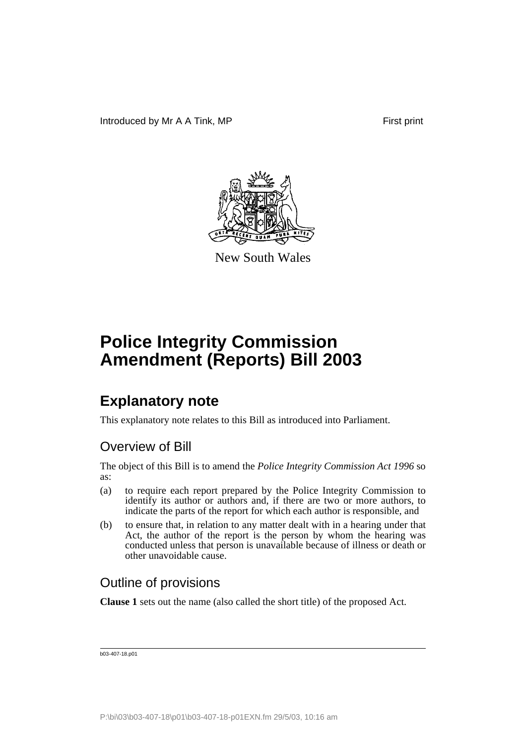Introduced by Mr A A Tink, MP First print

New South Wales

# Police Integrity Commission Amendment (Reports) Bill 2003

## Explanatory note

This explanatory note relates to this Bill as introduced into Parliament.

### Overview of Bill

The object of this Bill is to amend the *Police Integrity Commission Act 1996* so as:

(a) to require each report prepared by the Police Integrity Commission to identify its author or authors and, if there are two or more authors, to indicate the parts of the report for which each author is responsible, and

(b) to ensure that, in relation to any matter dealt with in a hearing under that Act, the author of the report is the person by whom the hearing was conducted unless that person is unavailable because of illness or death or other unavoidable cause.

### Outline of provisions

**Clause 1** sets out the name (also called the short title) of the proposed Act.

b03-407-18.p01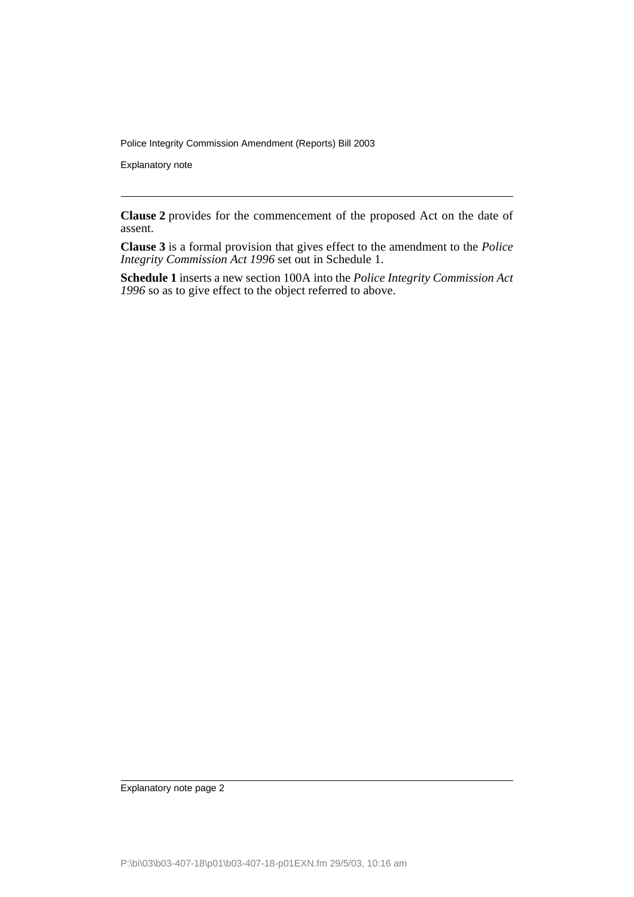**Clause 2** provides for the commencement of the proposed Act on the date of assent.

**Clause 3** is a formal provision that gives effect to the amendment to the *Police Integrity Commission Act 1996* set out in Schedule 1.

**Schedule 1** inserts a new section 100A into the *Police Integrity Commission Act 1996* so as to give effect to the object referred to above.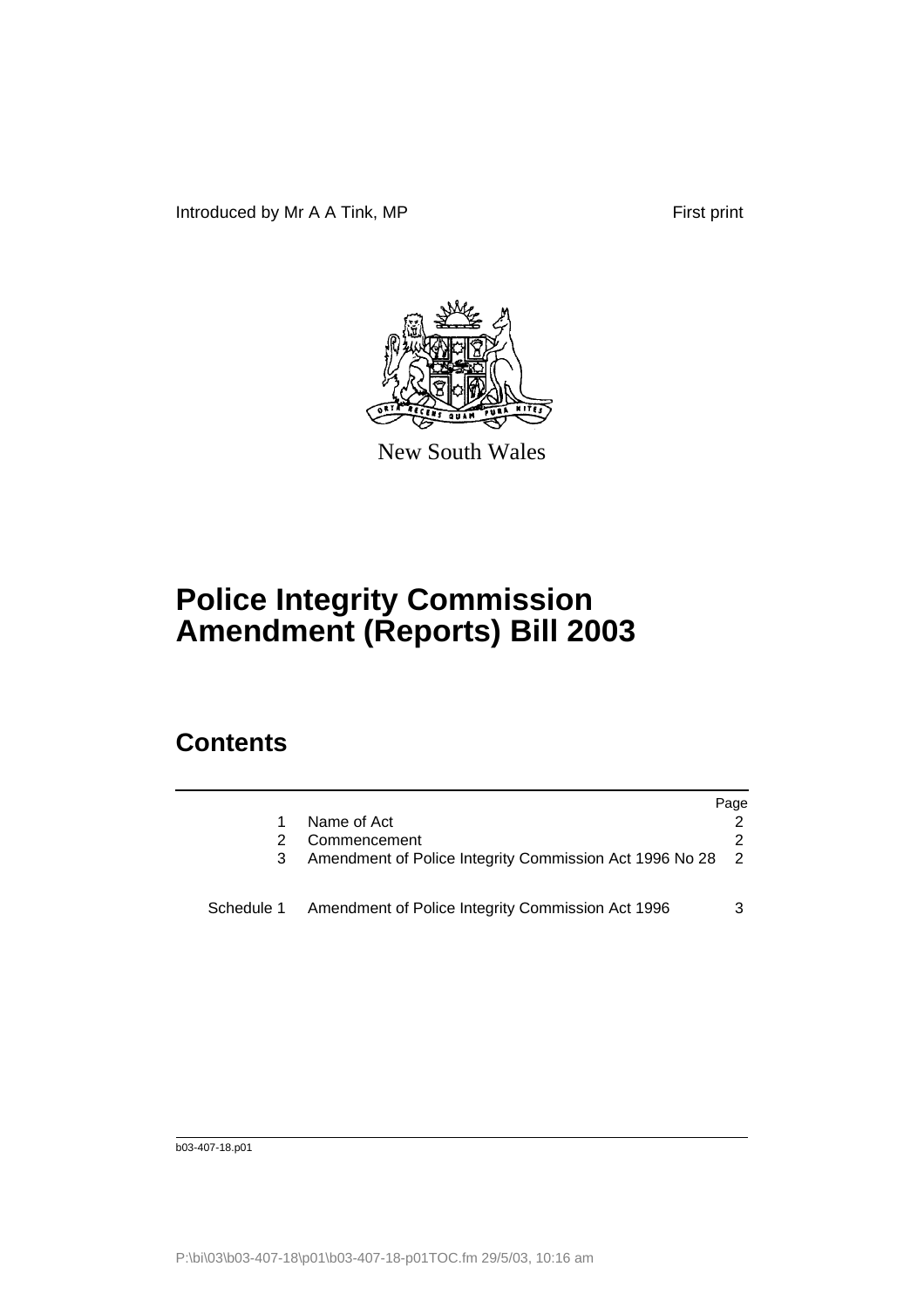Introduced by Mr A A Tink, MP First print

New South Wales

# Police Integrity Commission Amendment (Reports) Bill 2003

## Contents

| | | Page |
|---|---|---|
| 1 | Name of Act | 2 |
| 2 | Commencement | 2 |
| 3 | Amendment of Police Integrity Commission Act 1996 No 28 | 2 |
| Schedule 1 | Amendment of Police Integrity Commission Act 1996 | 3 |

b03-407-18.p01

P:\bi\03\b03-407-18\p01\b03-407-18-p01TOC.fm 29/5/03, 10:16 am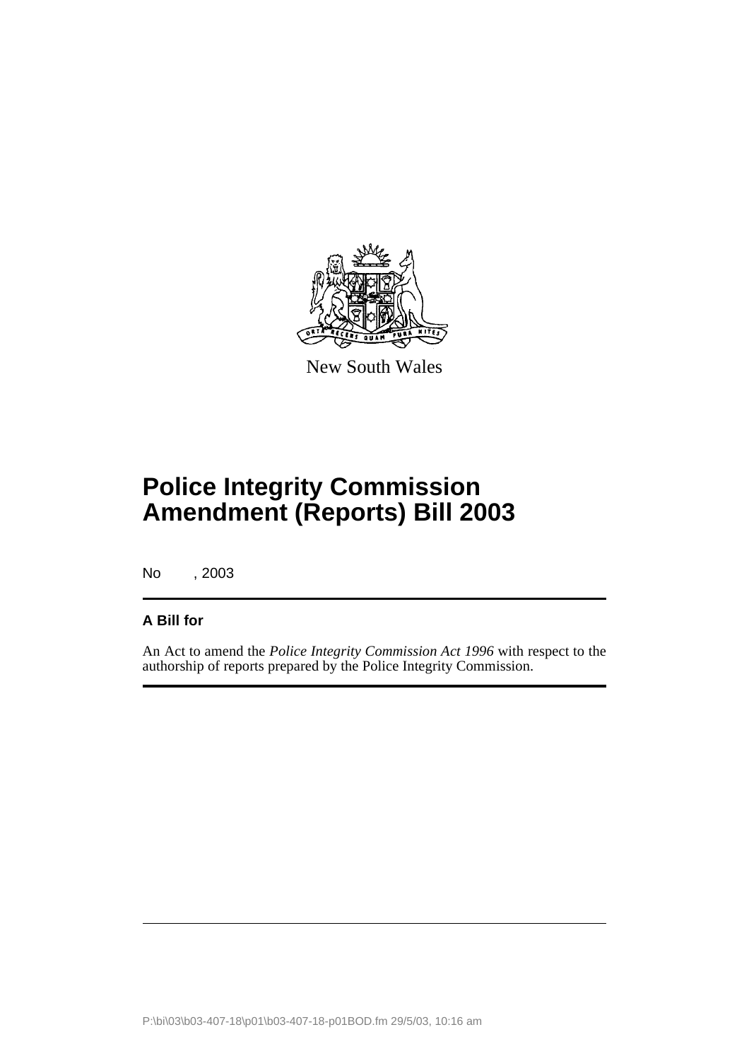New South Wales

# Police Integrity Commission Amendment (Reports) Bill 2003

No , 2003

**A Bill for**

An Act to amend the *Police Integrity Commission Act 1996* with respect to the authorship of reports prepared by the Police Integrity Commission.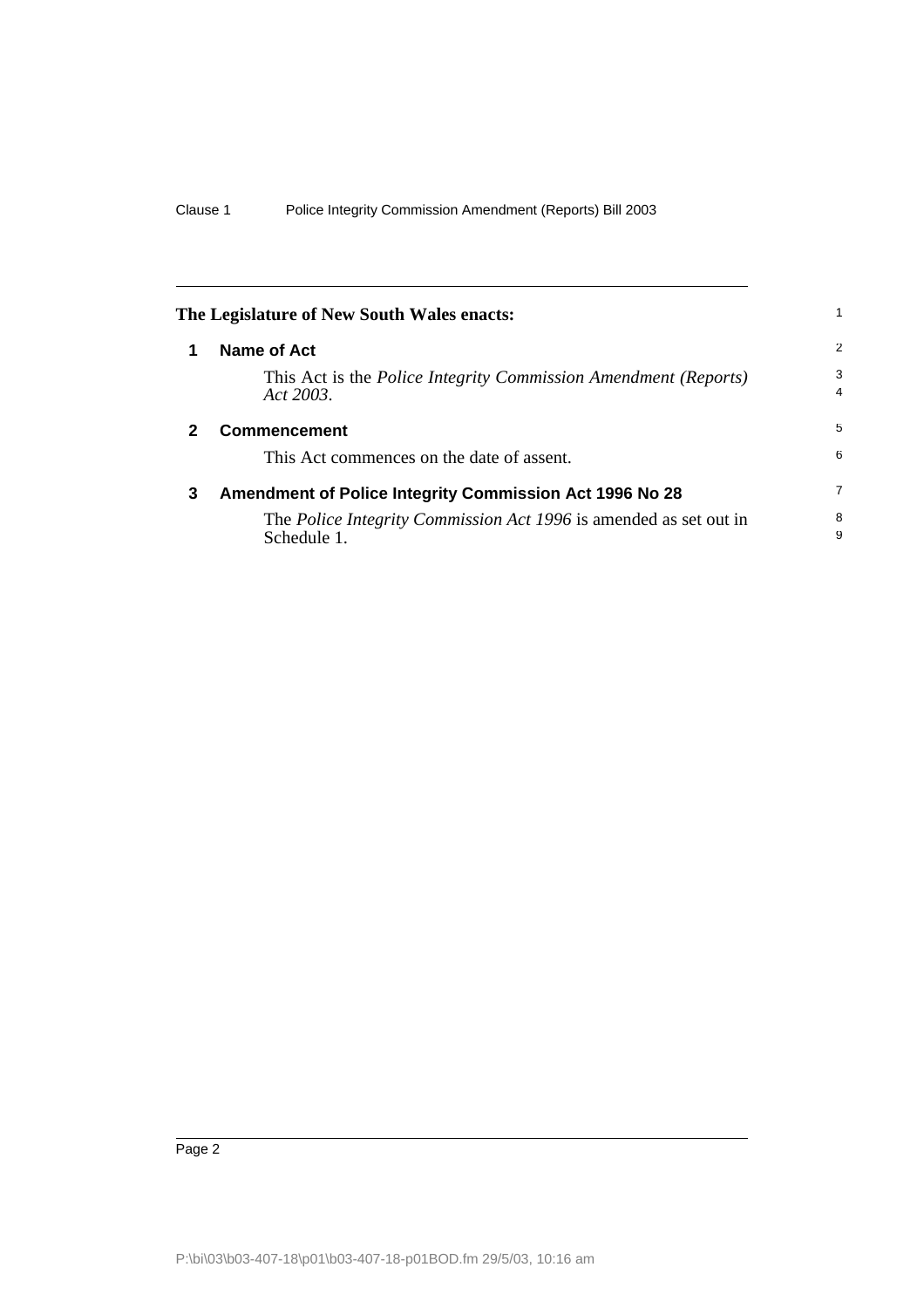**The Legislature of New South Wales enacts:**

## 1 Name of Act

This Act is the *Police Integrity Commission Amendment (Reports) Act 2003*.

## 2 Commencement

This Act commences on the date of assent.

## 3 Amendment of Police Integrity Commission Act 1996 No 28

The *Police Integrity Commission Act 1996* is amended as set out in Schedule 1.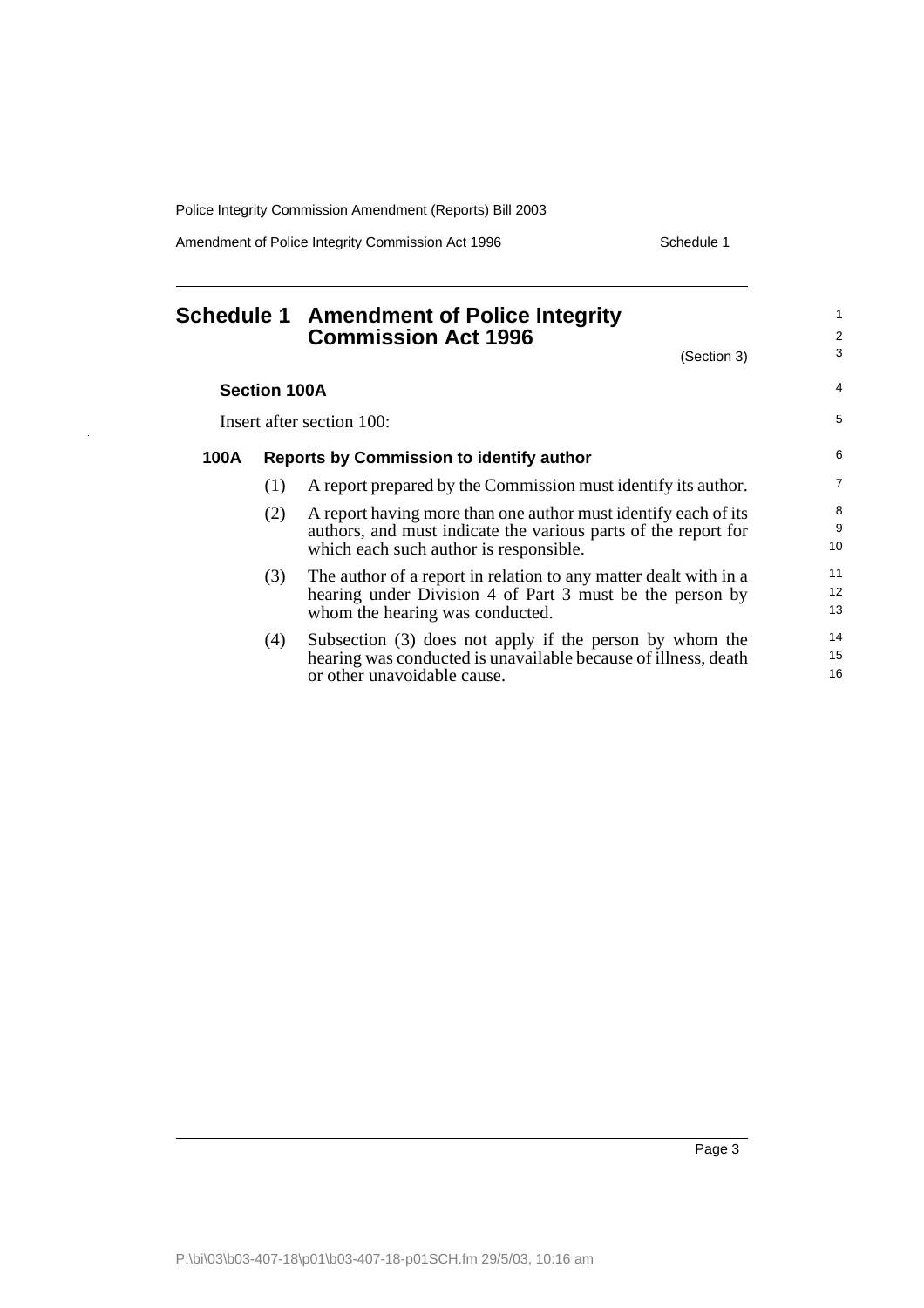# Schedule 1 Amendment of Police Integrity Commission Act 1996

(Section 3)

**Section 100A**

Insert after section 100:

### 100A Reports by Commission to identify author

(1) A report prepared by the Commission must identify its author.

(2) A report having more than one author must identify each of its authors, and must indicate the various parts of the report for which each such author is responsible.

(3) The author of a report in relation to any matter dealt with in a hearing under Division 4 of Part 3 must be the person by whom the hearing was conducted.

(4) Subsection (3) does not apply if the person by whom the hearing was conducted is unavailable because of illness, death or other unavoidable cause.